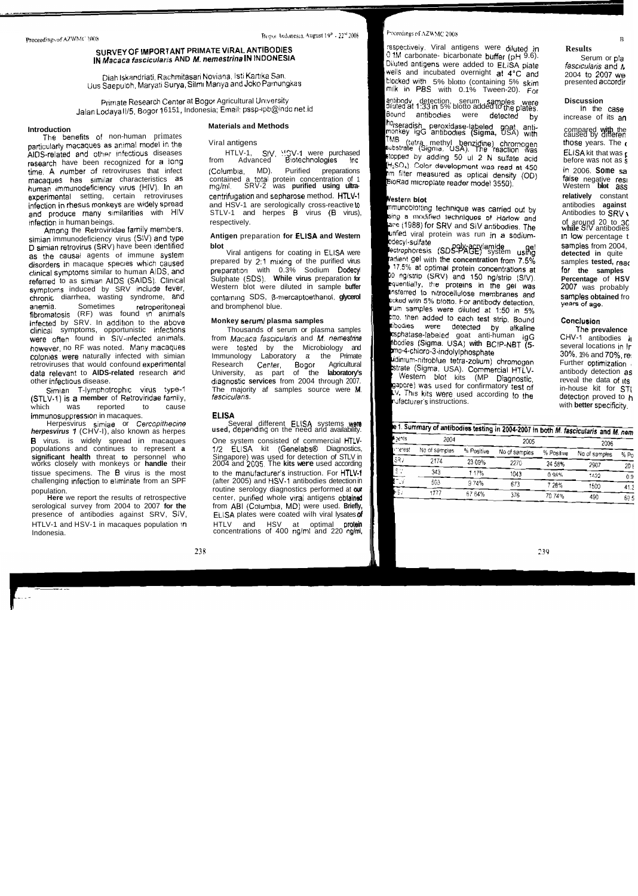# SURVEY OF IMPORTANT PRIMATE VIRAL ANTIBODIES IN *Macaca fascicularis* AND *M. nemestrina* IN INDONESIA

Diah Iskandriati, Rachmitasari Noviana, Isti Kartika Sari, Uus Saepuloh, Maryati Surya, Silmi Mariya and Joko Pamungkas

Primate Research Center at Bogor Agricultural University
Jalan Lodaya II/5, Bogor 16151, Indonesia; Email: pssp-ipb@indo.net.id

## Introduction

The benefits of non-human primates particularly macaques as animal model in the AIDS-related and other infectious diseases research have been recognized for a long time. A number of retroviruses that infect macaques has similar characteristics as human immunodeficiency virus (HIV). In an experimental setting, certain retroviruses infection in rhesus monkeys are widely spread and produce many similarities with HIV infection in human beings.

Among the Retroviridae family members, simian immunodeficiency virus (SIV) and type D simian retrovirus (SRV) have been identified as the causal agents of immune system disorders in macaque species which caused clinical symptoms similar to human AIDS, and referred to as simian AIDS (SAIDS). Clinical symptoms induced by SRV include fever, chronic diarrhea, wasting syndrome, and anemia. Sometimes retroperitoneal fibromatosis (RF) was found in animals infected by SRV. In addition to the above clinical symptoms, opportunistic infections were often found in SIV-infected animals, however, no RF was noted. Many macaques colonies were naturally infected with simian retroviruses that would confound experimental data relevant to AIDS-related research and other infectious disease.

Simian T-lymphotrophic virus type-1 (STLV-1) is a member of Retroviridae family, which was reported to cause immunosuppression in macaques.

Herpesvirus simiae or *Cercopithecine herpesvirus 1* (CHV-I), also known as herpes B virus, is widely spread in macaques populations and continues to represent a significant health threat to personnel who works closely with monkeys or handle their tissue specimens. The B virus is the most challenging infection to eliminate from an SPF population.

Here we report the results of retrospective serological survey from 2004 to 2007 for the presence of antibodies against SRV, SIV, HTLV-1 and HSV-1 in macaques population in Indonesia.

## Materials and Methods

### Viral antigens

HTLV-1, SIV, HSV-1 were purchased from Advanced Biotechnologies Inc (Columbia, MD). Purified preparations contained a total protein concentration of 1 mg/ml. SRV-2 was purified using ultra-centrifugation and sepharose method. HTLV-1 and HSV-1 are serologically cross-reactive to STLV-1 and herpes B virus (B virus), respectively.

### Antigen preparation for ELISA and Western blot

Viral antigens for coating in ELISA were prepared by 2:1 mixing of the purified virus preparation with 0.3% Sodium Dodecyl Sulphate (SDS). While virus preparation for Western blot were diluted in sample buffer containing SDS, β-mercaptoethanol, glycerol and bromphenol blue.

### Monkey serum/ plasma samples

Thousands of serum or plasma samples from *Macaca fascicularis* and *M. nemestrina* were tested by the Microbiology and Immunology Laboratory at the Primate Research Center, Bogor Agricultural University, as part of the laboratory's diagnostic services from 2004 through 2007. The majority of samples source were *M. fascicularis*.

### ELISA

Several different ELISA systems were used, depending on the need and availability. One system consisted of commercial HTLV-1/2 ELISA kit (Genelabs® Diagnostics, Singapore) was used for detection of STLV in 2004 and 2005. The kits were used according to the manufacturer's instruction. For HTLV-1 (after 2005) and HSV-1 antibodies detection in routine serology diagnostics performed at our center, purified whole viral antigens obtained from ABI (Columbia, MD) were used. Briefly, ELISA plates were coated with viral lysates of HTLV and HSV at optimal protein concentrations of 400 ng/ml and 220 ng/ml, respectively. Viral antigens were diluted in 0.1M carbonate- bicarbonate buffer (pH 9.6). Diluted antigens were added to ELISA plate wells and incubated overnight at 4°C and blocked with 5% blotto (containing 5% skim milk in PBS with 0.1% Tween-20). For antibody detection, serum samples were diluted at 1:33 in 5% blotto added to the plates. Bound antibodies were detected by horseradish peroxidase-labeled goat anti-monkey IgG antibodies (Sigma, USA) with TMB (tetra methyl benzidine) chromogen substrate (Sigma, USA). The reaction was stopped by adding 50 ul 2 N sulfate acid ($H_2SO_4$). Color development was read at 450 nm filter measured as optical density (OD) BioRad microplate reader model 3550).

### Western blot

Immunoblotting technique was carried out by using a modified techniques of Harlow and Lane (1988) for SRV and SIV antibodies. The purified viral protein was run in a sodium-dodecyl-sulfate poly-acrylamide gel electrophoresis (SDS-PAGE) system using gradient gel with the concentration from 7.5% to 17.5% at optimal protein concentrations at 50 ng/strip (SRV) and 150 ng/strip (SIV). Subsequently, the proteins in the gel was transferred to nitrocellulose membranes and blocked with 5% blotto. For antibody detection, serum samples were diluted at 1:50 in 5% blotto, then added to each test strip. Bound antibodies were detected by alkaline phosphatase-labeled goat anti-human IgG antibodies (Sigma, USA) with BCIP-NBT (5-bromo-4-chloro-3-indolylphosphate / nitro blue tetrazolium) chromogen substrate (Sigma, USA). Commercial HTLV-1 Western blot kits (MP Diagnostic, Singapore) was used for confirmatory test of STLV. This kits were used according to the manufacturer's instructions.

## Results

Serum or plasma ... *fascicularis* and *M*... 2004 to 2007 we... presented accordin...

## Discussion

In the case ... increase of its an... compared with the ... caused by differen... those years. The ... ELISA kit that was ... before was not as ... in 2006. Some sa... false negative resu... Western blot ass... relatively constant ... antibodies against ... Antibodies to SRV ... of around 20 to 30... while SIV antibodies ... in low percentage t... samples from 2004, ... detected in quite ... samples tested, reac... for the samples ... Percentage of HSV ... 2007 was probably ... samples obtained fro... years of age.

## Conclusion

The prevalence ... CHV-1 antibodies i... several locations in In... 30%, 1% and 70%, re... Further optimization ... antibody detection as ... reveal the data of its ... in-house kit for STL... detection proved to h... with better specificity.

Table 1. Summary of antibodies testing in 2004-2007 in both *M. fascicularis* and *M. nem*...

| Agents of interest | 2004 | | 2005 | | 2006 | |
|---|---|---|---|---|---|---|
| | No of samples | % Positive | No of samples | % Positive | No of samples | % Po... |
| SRV | 2174 | 23.09% | 2270 | 24.58% | 2907 | 20.... |
| SIV | 343 | 1.17% | 1043 | 0.96% | 1422 | 0.9... |
| STLV | 503 | 9.74% | 673 | 7.28% | 1500 | 41.3... |
| HSV | 1777 | 67.64% | 376 | 70.74% | 490 | 69.5... |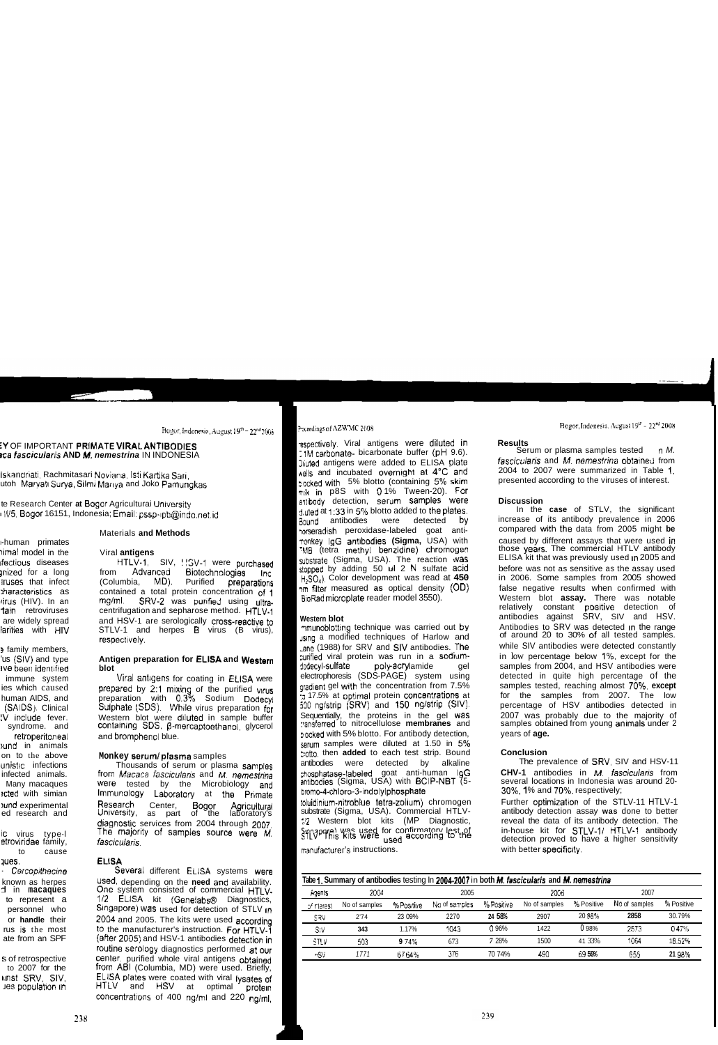## ...EY OF IMPORTANT PRIMATE VIRAL ANTIBODIES ...ca fascicularis AND *M. nemestrina* IN INDONESIA

...Iskandriati, Rachmitasari Noviana, Isti Kartika Sari, ...utoh, Maryati Surya, Silmi Mariya and Joko Pamungkas

...te Research Center at Bogor Agricultural University ...I/5, Bogor 16151, Indonesia; Email: pssp-ipb@indo.net.id

...-human primates ...imal model in the ...fectious diseases ...gnized for a long ...iruses that infect ...characteristics as ...virus (HIV). In an ...tain retroviruses ... are widely spread ...larities with HIV

...e family members, ...us (SIV) and type ...ave been identified ... immune system ...ies which caused ... human AIDS, and ... (SAIDS). Clinical ...V include fever. ... syndrome, and ... retroperitoneal ...ound in animals ... on to the above ...unistic infections ... infected animals. ... Many macaques ...ected with simian ...ound experimental ...ed research and

...ic virus type-I ...etroviridae family, ... to cause ...ques. ... Cercopithecine ... known as herpes ...d in macaques ... to represent a ... personnel who ... or handle their ...rus is the most ...ate from an SPF

...s of retrospective ... to 2007 for the ...inst SRV, SIV, ...es population in

### Materials and Methods

**Viral antigens**

HTLV-1, SIV, HSV-1 were purchased from Advanced Biotechnologies Inc (Columbia, MD). Purified preparations contained a total protein concentration of 1 mg/ml. SRV-2 was purified using ultra-centrifugation and sepharose method. HTLV-1 and HSV-1 are serologically cross-reactive to STLV-1 and herpes B virus (B virus), respectively.

**Antigen preparation for ELISA and Western blot**

Viral antigens for coating in ELISA were prepared by 2:1 mixing of the purified virus preparation with 0.3% Sodium Dodecyl Sulphate (SDS). While virus preparation for Western blot were diluted in sample buffer containing SDS, β-mercaptoethanol, glycerol and bromphenol blue.

**Monkey serum/plasma samples**

Thousands of serum or plasma samples from *Macaca fascicularis* and *M. nemestrina* were tested by the Microbiology and Immunology Laboratory at the Primate Research Center, Bogor Agricultural University, as part of the laboratory's diagnostic services from 2004 through 2007. The majority of samples source were *M. fascicularis*.

**ELISA**

Several different ELISA systems were used, depending on the need and availability. One system consisted of commercial HTLV-1/2 ELISA kit (Genelabs® Diagnostics, Singapore) was used for detection of STLV in 2004 and 2005. The kits were used according to the manufacturer's instruction. For HTLV-1 (after 2005) and HSV-1 antibodies detection in routine serology diagnostics performed at our center, purified whole viral antigens obtained from ABI (Columbia, MD) were used. Briefly, ELISA plates were coated with viral lysates of HTLV and HSV at optimal protein concentrations of 400 ng/ml and 220 ng/ml, respectively. Viral antigens were diluted in 0.1M carbonate- bicarbonate buffer (pH 9.6). Diluted antigens were added to ELISA plate wells and incubated overnight at 4°C and blocked with 5% blotto (containing 5% skim milk in PBS with 0.1% Tween-20). For antibody detection, serum samples were diluted at 1:33 in 5% blotto added to the plates. Bound antibodies were detected by horseradish peroxidase-labeled goat anti-monkey IgG antibodies (Sigma, USA) with TMB (tetra methyl benzidine) chromogen substrate (Sigma, USA). The reaction was stopped by adding 50 ul 2 N sulfate acid $H_2SO_4$). Color development was read at 450 nm filter measured as optical density (OD) BioRad microplate reader model 3550).

**Western blot**

Immunoblotting technique was carried out by using a modified techniques of Harlow and Lane (1988) for SRV and SIV antibodies. The purified viral protein was run in a sodium-dodecyl-sulfate poly-acrylamide gel electrophoresis (SDS-PAGE) system using gradient gel with the concentration from 7.5% to 17.5% at optimal protein concentrations at 500 ng/strip (SRV) and 150 ng/strip (SIV). Sequentially, the proteins in the gel was transferred to nitrocellulose membranes and blocked with 5% blotto. For antibody detection, serum samples were diluted at 1.50 in 5% blotto, then added to each test strip. Bound antibodies were detected by alkaline phosphatase-labeled goat anti-human IgG antibodies (Sigma, USA) with BCIP-NBT (5-bromo-4-chloro-3-indolylphosphate toluidinium-nitroblue tetra-zolium) chromogen substrate (Sigma, USA). Commercial HTLV-1/2 Western blot kits (MP Diagnostic, Singapore) was used for confirmatory test of STLV. This kits were used according to the manufacturer's instructions.

### Results

Serum or plasma samples tested in *M. fascicularis* and *M. nemestrina* obtained from 2004 to 2007 were summarized in Table 1, presented according to the viruses of interest.

### Discussion

In the case of STLV, the significant increase of its antibody prevalence in 2006 compared with the data from 2005 might be caused by different assays that were used in those years. The commercial HTLV antibody ELISA kit that was previously used in 2005 and before was not as sensitive as the assay used in 2006. Some samples from 2005 showed false negative results when confirmed with Western blot assay. There was notable relatively constant positive detection of antibodies against SRV, SIV and HSV. Antibodies to SRV was detected in the range of around 20 to 30% of all tested samples. while SIV antibodies were detected constantly in low percentage below 1%, except for the samples from 2004, and HSV antibodies were detected in quite high percentage of the samples tested, reaching almost 70%, except for the samples from 2007. The low percentage of HSV antibodies detected in 2007 was probably due to the majority of samples obtained from young animals under 2 years of age.

### Conclusion

The prevalence of SRV, SIV and HSV-1 CHV-1 antibodies in *M. fascicularis* from several locations in Indonesia was around 20-30%, 1% and 70%, respectively;

Further optimization of the STLV-1 HTLV-1 antibody detection assay was done to better reveal the data of its antibody detection. The in-house kit for STLV-1/ HTLV-1 antibody detection proved to have a higher sensitivity with better specificity.

**Table 1. Summary of antibodies testing in 2004-2007 in both *M. fascicularis* and *M. nemestrina***

| Agents | 2004 | | 2005 | | 2006 | | 2007 | |
|---|---|---|---|---|---|---|---|---|
| of interest | No of samples | % Positive | No of samples | % Positive | No of samples | % Positive | No of samples | % Positive |
| SRV | 2774 | 23.09% | 2270 | 24.58% | 2907 | 20.88% | 2858 | 30.79% |
| SIV | 343 | 1.17% | 1043 | 0.96% | 1422 | 0.98% | 2573 | 0.47% |
| STLV | 503 | 9.74% | 673 | 7.28% | 1500 | 41.33% | 1064 | 18.52% |
| HSV | 1771 | 67.64% | 376 | 70.74% | 490 | 69.59% | 655 | 21.98% |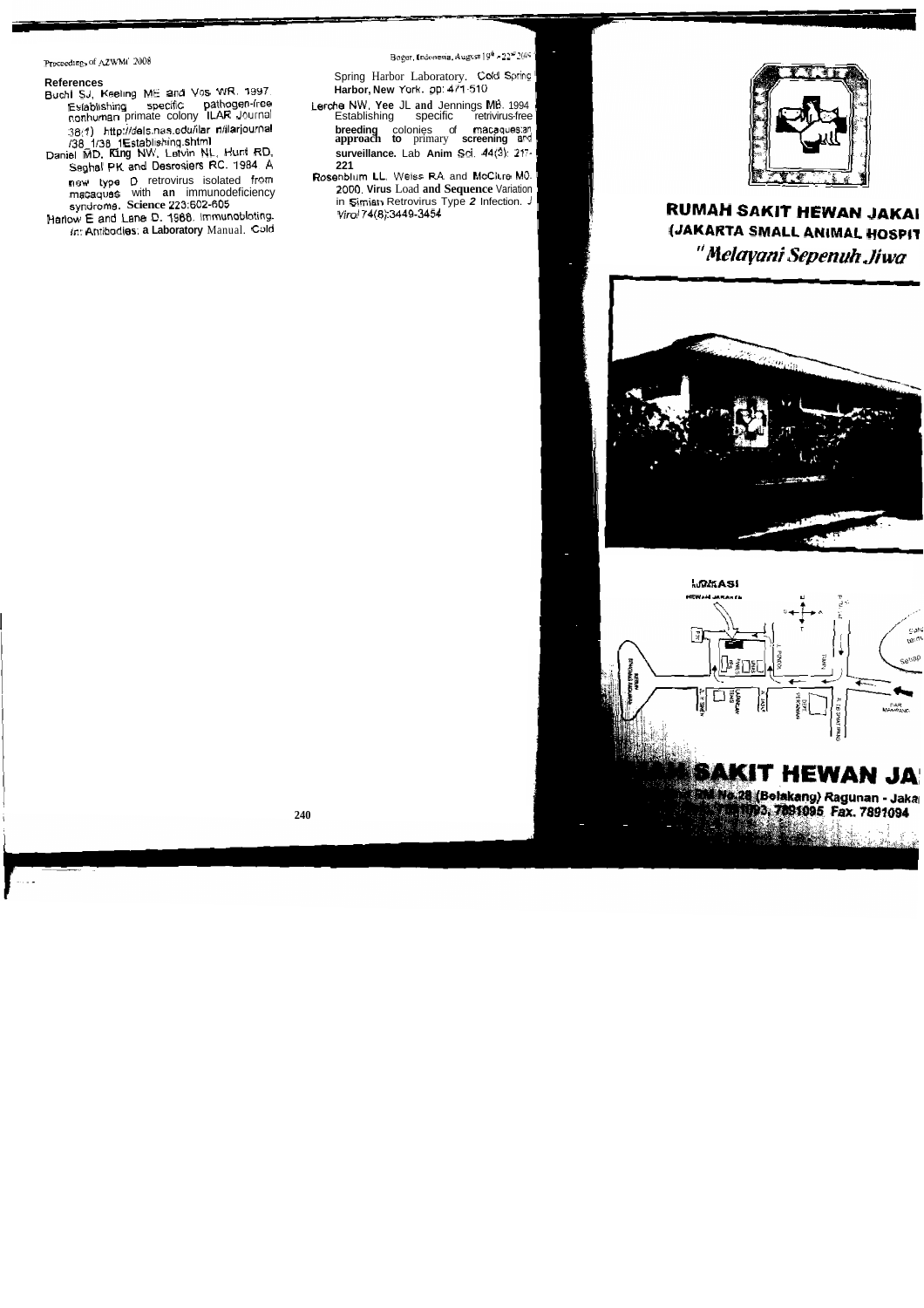## References

Buchl SJ, Keeling ME and Vos WR. 1997. Establishing specific pathogen-free nonhuman primate colony ILAR Journal 38(1) http://dels.nas.edu/ilar n/ilarjournal /38_1/38_1Establishing.shtml

Daniel MD, King NW, Letvin NL, Hunt RD, Seghal PK and Desrosiers RC. 1984. A new type D retrovirus isolated from macaques with an immunodeficiency syndrome. **Science** 223:602-605

Harlow E and Lane D. 1988. Immunoblotting. *In*: Antibodies: **a Laboratory** Manual. Cold Spring Harbor Laboratory. Cold Spring **Harbor, New** York. pp: 471-510

Lerche NW, Yee JL and Jennings MB. 1994. Establishing specific retrivirus-free **breeding** colonies of macaques:an **approach to** primary **screening** and **surveillance.** Lab **Anim** Sci. 44(3): 217-**221**

Rosenblum LL, Weiss RA and McClure M0. 2000. **Virus** Load **and Sequence** Variation in Simian Retrovirus Type *2* Infection. *J Virol* 74(8):3449-3454

# RUMAH SAKIT HEWAN JAKARTA
## (JAKARTA SMALL ANIMAL HOSPITAL)

*"Melayani Sepenuh Jiwa"*

LOKASI

RUMAH SAKIT HEWAN JA...

...No.28 (Belakang) Ragunan - Jakarta

...7891093, 7891095 Fax. 7891094